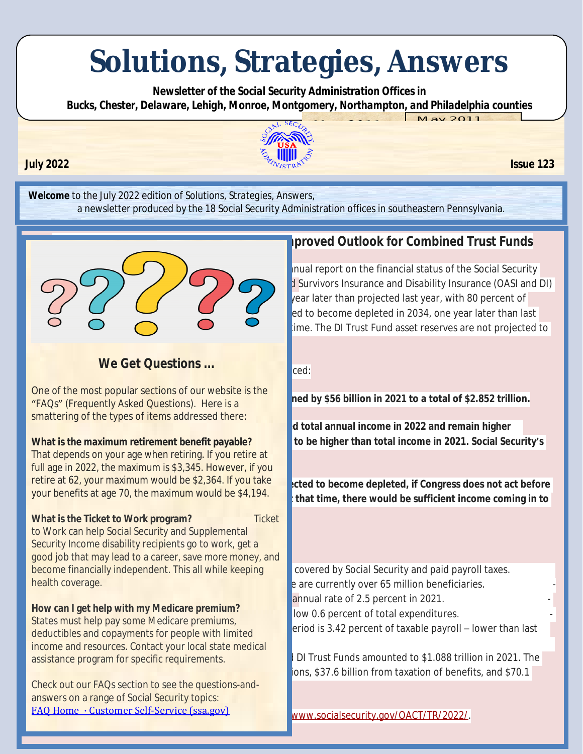# Solutions, Strategies, Answers

**Newsletter of the Social Security Administration Offices in Bucks, Chester, Delaware, Lehigh, Monroe, Montgomery, Northampton, and Philadelphia counties**

May 2011

**July 2022** **Issue 123**

**Welcome** to the July 2022 edition of Solutions, Strategies, Answers, a newsletter produced by the 18 Social Security Administration offices in southeastern Pennsylvania.

## We Get Questions …

One of the most popular sections of our website is the "FAQs" (Frequently Asked Questions). Here is a smattering of the types of items addressed there:

**What is the maximum retirement benefit payable?** That depends on your age when retiring. If you retire at full age in 2022, the maximum is $3,345. However, if you retire at 62, your maximum would be $2,364. If you take your benefits at age 70, the maximum would be $4,194.

**What is the Ticket to Work program?** Ticket to Work can help Social Security and Supplemental Security Income disability recipients go to work, get a good job that may lead to a career, save more money, and become financially independent. This all while keeping health coverage.

**How can I get help with my Medicare premium?** States must help pay some Medicare premiums, deductibles and copayments for people with limited income and resources. Contact your local state medical assistance program for specific requirements.

Check out our FAQs section to see the questions-and-answers on a range of Social Security topics: [FAQ Home · Customer Self-Service (ssa.gov)]

## …proved Outlook for Combined Trust Funds

…nual report on the financial status of the Social Security …d Survivors Insurance and Disability Insurance (OASI and DI) …year later than projected last year, with 80 percent of …ed to become depleted in 2034, one year later than last …time. The DI Trust Fund asset reserves are not projected to

…ced:

**…ned by $56 billion in 2021 to a total of $2.852 trillion.**

**…d total annual income in 2022 and remain higher … to be higher than total income in 2021. Social Security's**

**…ected to become depleted, if Congress does not act before … that time, there would be sufficient income coming in to**

… covered by Social Security and paid payroll taxes.
…e are currently over 65 million beneficiaries.
… annual rate of 2.5 percent in 2021.
… low 0.6 percent of total expenditures.
…eriod is 3.42 percent of taxable payroll – lower than last

…l DI Trust Funds amounted to $1.088 trillion in 2021. The …ions, $37.6 billion from taxation of benefits, and $70.1

…www.socialsecurity.gov/OACT/TR/2022/.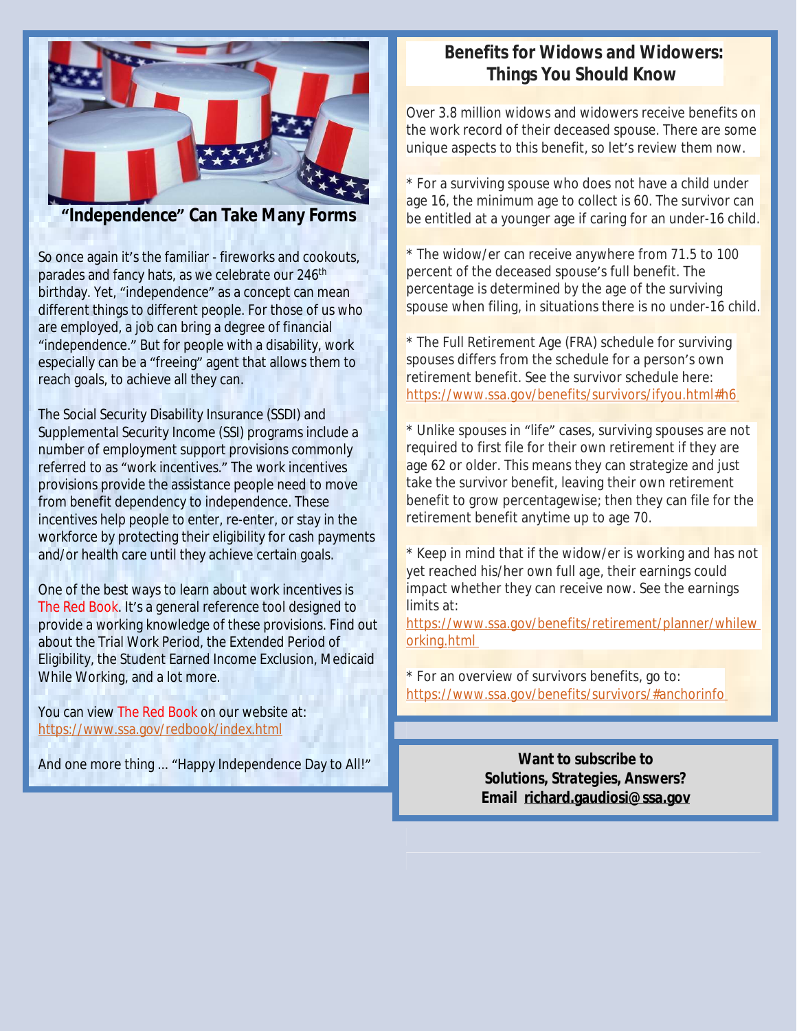## "Independence" Can Take Many Forms

So once again it's the familiar - fireworks and cookouts, parades and fancy hats, as we celebrate our 246th birthday. Yet, "independence" as a concept can mean different things to different people. For those of us who are employed, a job can bring a degree of financial "independence." But for people with a disability, work especially can be a "freeing" agent that allows them to reach goals, to achieve all they can.

The Social Security Disability Insurance (SSDI) and Supplemental Security Income (SSI) programs include a number of employment support provisions commonly referred to as "work incentives." The work incentives provisions provide the assistance people need to move from benefit dependency to independence. These incentives help people to enter, re-enter, or stay in the workforce by protecting their eligibility for cash payments and/or health care until they achieve certain goals.

One of the best ways to learn about work incentives is The Red Book. It's a general reference tool designed to provide a working knowledge of these provisions. Find out about the Trial Work Period, the Extended Period of Eligibility, the Student Earned Income Exclusion, Medicaid While Working, and a lot more.

You can view The Red Book on our website at: https://www.ssa.gov/redbook/index.html

And one more thing ... "Happy Independence Day to All!"

## Benefits for Widows and Widowers: Things You Should Know

Over 3.8 million widows and widowers receive benefits on the work record of their deceased spouse. There are some unique aspects to this benefit, so let's review them now.

* For a surviving spouse who does not have a child under age 16, the minimum age to collect is 60. The survivor can be entitled at a younger age if caring for an under-16 child.

* The widow/er can receive anywhere from 71.5 to 100 percent of the deceased spouse's full benefit. The percentage is determined by the age of the surviving spouse when filing, in situations there is no under-16 child.

* The Full Retirement Age (FRA) schedule for surviving spouses differs from the schedule for a person's own retirement benefit. See the survivor schedule here: https://www.ssa.gov/benefits/survivors/ifyou.html#h6

* Unlike spouses in "life" cases, surviving spouses are not required to first file for their own retirement if they are age 62 or older. This means they can strategize and just take the survivor benefit, leaving their own retirement benefit to grow percentagewise; then they can file for the retirement benefit anytime up to age 70.

* Keep in mind that if the widow/er is working and has not yet reached his/her own full age, their earnings could impact whether they can receive now. See the earnings limits at: https://www.ssa.gov/benefits/retirement/planner/whileworking.html

* For an overview of survivors benefits, go to: https://www.ssa.gov/benefits/survivors/#anchorinfo

**Want to subscribe to Solutions, Strategies, Answers? Email richard.gaudiosi@ssa.gov**